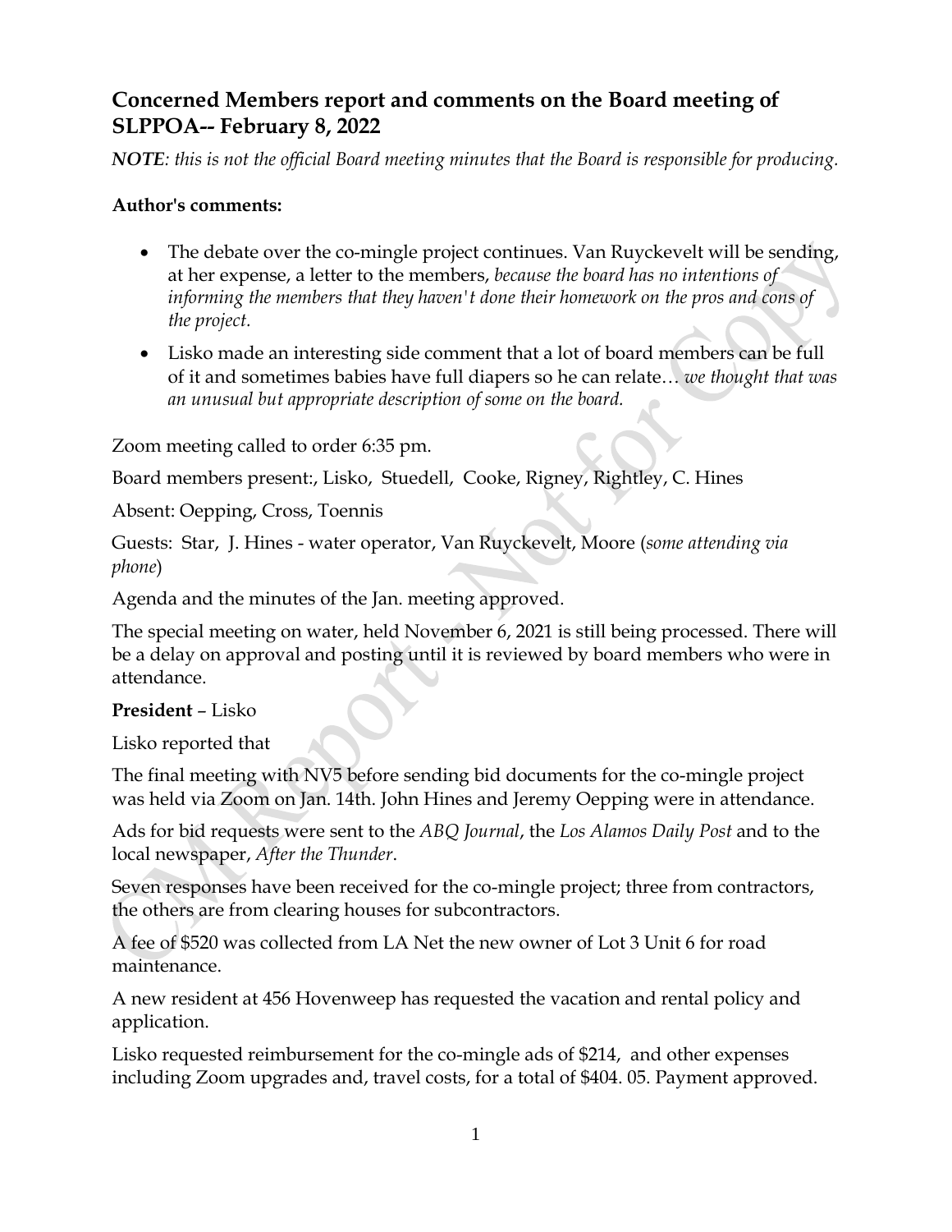## Concerned Members report and comments on the Board meeting of SLPPOA-- February 8, 2022

***NOTE**: this is not the official Board meeting minutes that the Board is responsible for producing.*

**Author's comments:**

- The debate over the co-mingle project continues. Van Ruyckevelt will be sending, at her expense, a letter to the members, *because the board has no intentions of informing the members that they haven't done their homework on the pros and cons of the project.*
- Lisko made an interesting side comment that a lot of board members can be full of it and sometimes babies have full diapers so he can relate… *we thought that was an unusual but appropriate description of some on the board.*

Zoom meeting called to order 6:35 pm.

Board members present:, Lisko, Stuedell, Cooke, Rigney, Rightley, C. Hines

Absent: Oepping, Cross, Toennis

Guests: Star, J. Hines - water operator, Van Ruyckevelt, Moore (*some attending via phone*)

Agenda and the minutes of the Jan. meeting approved.

The special meeting on water, held November 6, 2021 is still being processed. There will be a delay on approval and posting until it is reviewed by board members who were in attendance.

**President** – Lisko

Lisko reported that

The final meeting with NV5 before sending bid documents for the co-mingle project was held via Zoom on Jan. 14th. John Hines and Jeremy Oepping were in attendance.

Ads for bid requests were sent to the *ABQ Journal*, the *Los Alamos Daily Post* and to the local newspaper, *After the Thunder*.

Seven responses have been received for the co-mingle project; three from contractors, the others are from clearing houses for subcontractors.

A fee of $520 was collected from LA Net the new owner of Lot 3 Unit 6 for road maintenance.

A new resident at 456 Hovenweep has requested the vacation and rental policy and application.

Lisko requested reimbursement for the co-mingle ads of $214, and other expenses including Zoom upgrades and, travel costs, for a total of $404. 05. Payment approved.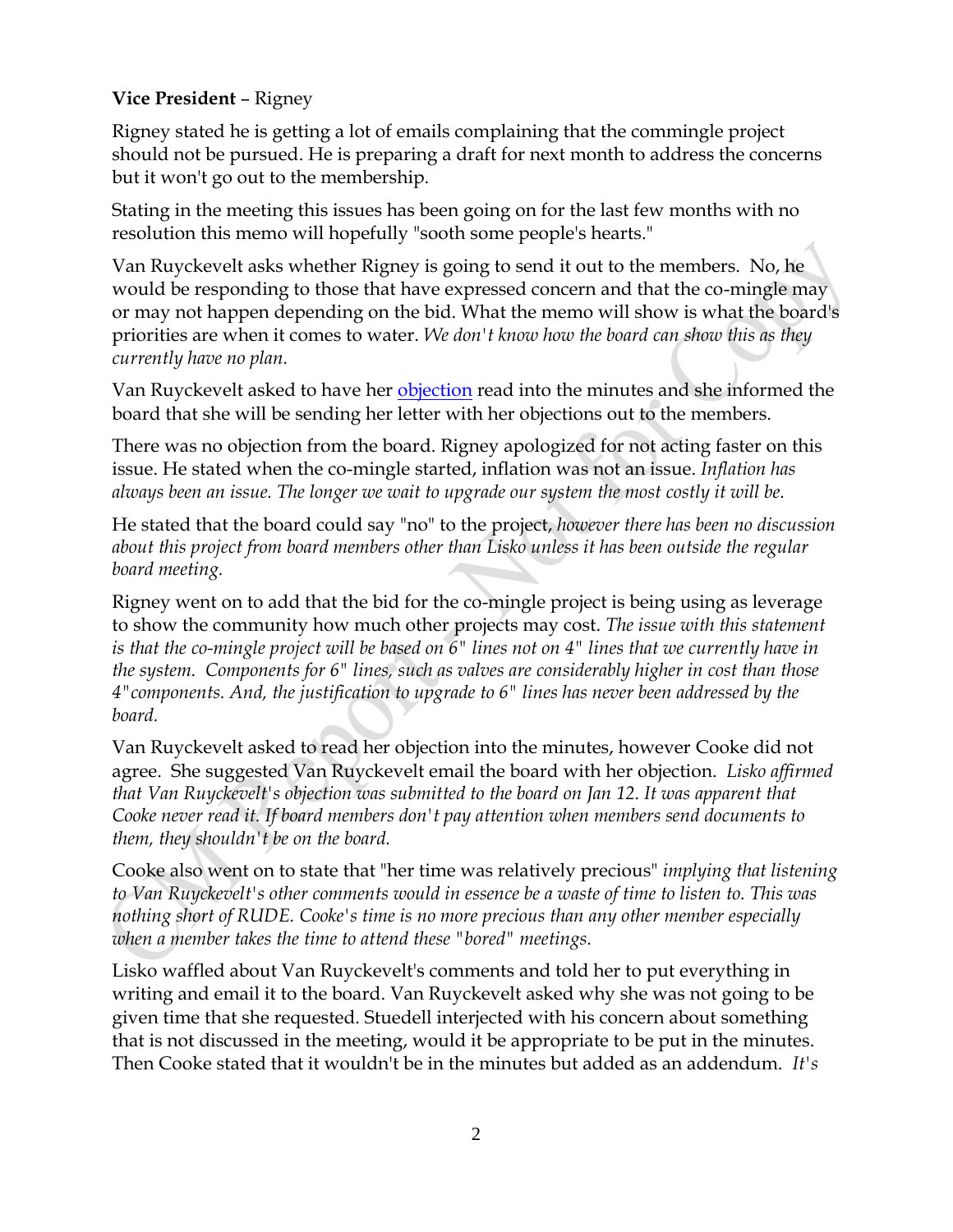**Vice President** – Rigney

Rigney stated he is getting a lot of emails complaining that the commingle project should not be pursued. He is preparing a draft for next month to address the concerns but it won't go out to the membership.

Stating in the meeting this issues has been going on for the last few months with no resolution this memo will hopefully "sooth some people's hearts."

Van Ruyckevelt asks whether Rigney is going to send it out to the members. No, he would be responding to those that have expressed concern and that the co-mingle may or may not happen depending on the bid. What the memo will show is what the board's priorities are when it comes to water. *We don't know how the board can show this as they currently have no plan.*

Van Ruyckevelt asked to have her objection read into the minutes and she informed the board that she will be sending her letter with her objections out to the members.

There was no objection from the board. Rigney apologized for not acting faster on this issue. He stated when the co-mingle started, inflation was not an issue. *Inflation has always been an issue. The longer we wait to upgrade our system the most costly it will be.*

He stated that the board could say "no" to the project, *however there has been no discussion about this project from board members other than Lisko unless it has been outside the regular board meeting.*

Rigney went on to add that the bid for the co-mingle project is being using as leverage to show the community how much other projects may cost. *The issue with this statement is that the co-mingle project will be based on 6" lines not on 4" lines that we currently have in the system. Components for 6" lines, such as valves are considerably higher in cost than those 4"components. And, the justification to upgrade to 6" lines has never been addressed by the board.*

Van Ruyckevelt asked to read her objection into the minutes, however Cooke did not agree. She suggested Van Ruyckevelt email the board with her objection. *Lisko affirmed that Van Ruyckevelt's objection was submitted to the board on Jan 12. It was apparent that Cooke never read it. If board members don't pay attention when members send documents to them, they shouldn't be on the board.*

Cooke also went on to state that "her time was relatively precious" *implying that listening to Van Ruyckevelt's other comments would in essence be a waste of time to listen to. This was nothing short of RUDE. Cooke's time is no more precious than any other member especially when a member takes the time to attend these "bored" meetings.*

Lisko waffled about Van Ruyckevelt's comments and told her to put everything in writing and email it to the board. Van Ruyckevelt asked why she was not going to be given time that she requested. Stuedell interjected with his concern about something that is not discussed in the meeting, would it be appropriate to be put in the minutes. Then Cooke stated that it wouldn't be in the minutes but added as an addendum. *It's*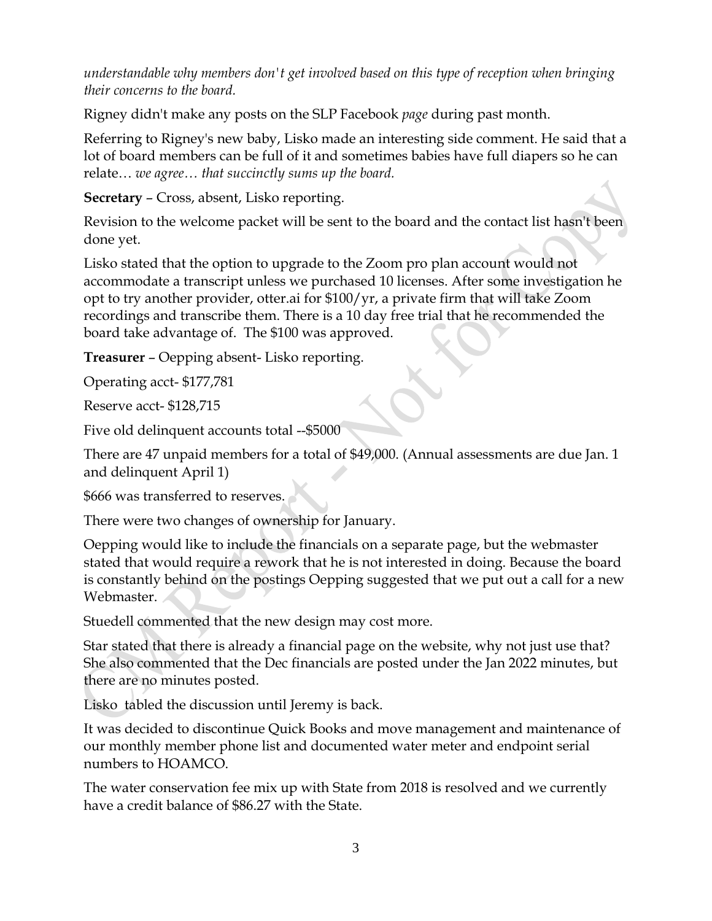*understandable why members don't get involved based on this type of reception when bringing their concerns to the board.*

Rigney didn't make any posts on the SLP Facebook *page* during past month.

Referring to Rigney's new baby, Lisko made an interesting side comment. He said that a lot of board members can be full of it and sometimes babies have full diapers so he can relate… *we agree… that succinctly sums up the board.*

**Secretary** – Cross, absent, Lisko reporting.

Revision to the welcome packet will be sent to the board and the contact list hasn't been done yet.

Lisko stated that the option to upgrade to the Zoom pro plan account would not accommodate a transcript unless we purchased 10 licenses. After some investigation he opt to try another provider, otter.ai for $100/yr, a private firm that will take Zoom recordings and transcribe them. There is a 10 day free trial that he recommended the board take advantage of. The $100 was approved.

**Treasurer** – Oepping absent- Lisko reporting.

Operating acct- $177,781

Reserve acct- $128,715

Five old delinquent accounts total --$5000

There are 47 unpaid members for a total of $49,000. (Annual assessments are due Jan. 1 and delinquent April 1)

$666 was transferred to reserves.

There were two changes of ownership for January.

Oepping would like to include the financials on a separate page, but the webmaster stated that would require a rework that he is not interested in doing. Because the board is constantly behind on the postings Oepping suggested that we put out a call for a new Webmaster.

Stuedell commented that the new design may cost more.

Star stated that there is already a financial page on the website, why not just use that? She also commented that the Dec financials are posted under the Jan 2022 minutes, but there are no minutes posted.

Lisko tabled the discussion until Jeremy is back.

It was decided to discontinue Quick Books and move management and maintenance of our monthly member phone list and documented water meter and endpoint serial numbers to HOAMCO.

The water conservation fee mix up with State from 2018 is resolved and we currently have a credit balance of $86.27 with the State.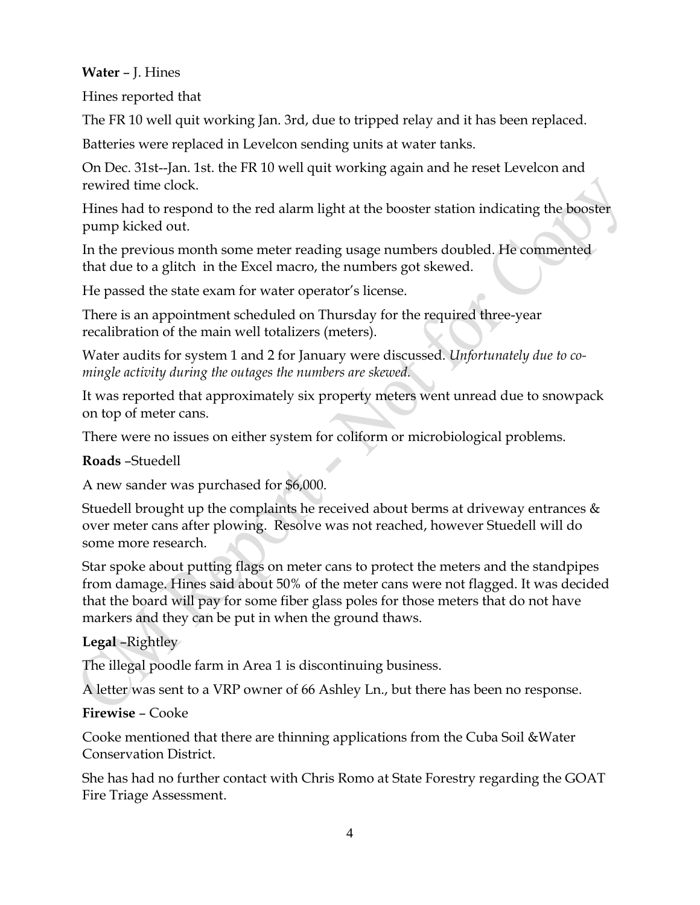**Water** – J. Hines

Hines reported that

The FR 10 well quit working Jan. 3rd, due to tripped relay and it has been replaced.

Batteries were replaced in Levelcon sending units at water tanks.

On Dec. 31st--Jan. 1st. the FR 10 well quit working again and he reset Levelcon and rewired time clock.

Hines had to respond to the red alarm light at the booster station indicating the booster pump kicked out.

In the previous month some meter reading usage numbers doubled. He commented that due to a glitch in the Excel macro, the numbers got skewed.

He passed the state exam for water operator's license.

There is an appointment scheduled on Thursday for the required three-year recalibration of the main well totalizers (meters).

Water audits for system 1 and 2 for January were discussed. *Unfortunately due to co-mingle activity during the outages the numbers are skewed.*

It was reported that approximately six property meters went unread due to snowpack on top of meter cans.

There were no issues on either system for coliform or microbiological problems.

**Roads** –Stuedell

A new sander was purchased for $6,000.

Stuedell brought up the complaints he received about berms at driveway entrances & over meter cans after plowing. Resolve was not reached, however Stuedell will do some more research.

Star spoke about putting flags on meter cans to protect the meters and the standpipes from damage. Hines said about 50% of the meter cans were not flagged. It was decided that the board will pay for some fiber glass poles for those meters that do not have markers and they can be put in when the ground thaws.

**Legal** –Rightley

The illegal poodle farm in Area 1 is discontinuing business.

A letter was sent to a VRP owner of 66 Ashley Ln., but there has been no response.

**Firewise** – Cooke

Cooke mentioned that there are thinning applications from the Cuba Soil &Water Conservation District.

She has had no further contact with Chris Romo at State Forestry regarding the GOAT Fire Triage Assessment.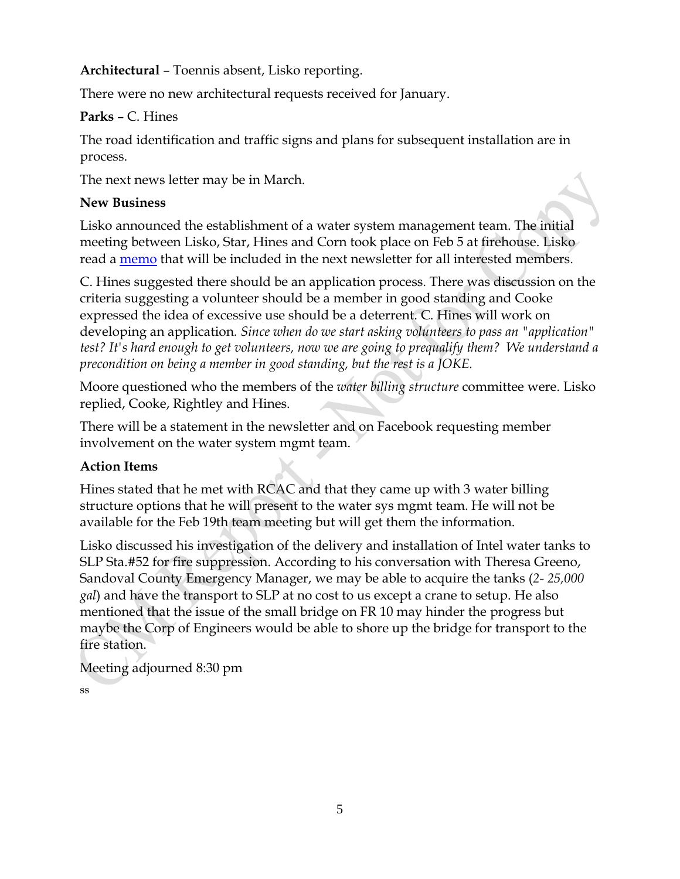**Architectural** – Toennis absent, Lisko reporting.

There were no new architectural requests received for January.

**Parks** – C. Hines

The road identification and traffic signs and plans for subsequent installation are in process.

The next news letter may be in March.

**New Business**

Lisko announced the establishment of a water system management team. The initial meeting between Lisko, Star, Hines and Corn took place on Feb 5 at firehouse. Lisko read a memo that will be included in the next newsletter for all interested members.

C. Hines suggested there should be an application process. There was discussion on the criteria suggesting a volunteer should be a member in good standing and Cooke expressed the idea of excessive use should be a deterrent. C. Hines will work on developing an application. *Since when do we start asking volunteers to pass an "application" test? It's hard enough to get volunteers, now we are going to prequalify them? We understand a precondition on being a member in good standing, but the rest is a JOKE.*

Moore questioned who the members of the *water billing structure* committee were. Lisko replied, Cooke, Rightley and Hines.

There will be a statement in the newsletter and on Facebook requesting member involvement on the water system mgmt team.

**Action Items**

Hines stated that he met with RCAC and that they came up with 3 water billing structure options that he will present to the water sys mgmt team. He will not be available for the Feb 19th team meeting but will get them the information.

Lisko discussed his investigation of the delivery and installation of Intel water tanks to SLP Sta.#52 for fire suppression. According to his conversation with Theresa Greeno, Sandoval County Emergency Manager, we may be able to acquire the tanks (*2- 25,000 gal*) and have the transport to SLP at no cost to us except a crane to setup. He also mentioned that the issue of the small bridge on FR 10 may hinder the progress but maybe the Corp of Engineers would be able to shore up the bridge for transport to the fire station.

Meeting adjourned 8:30 pm

ss